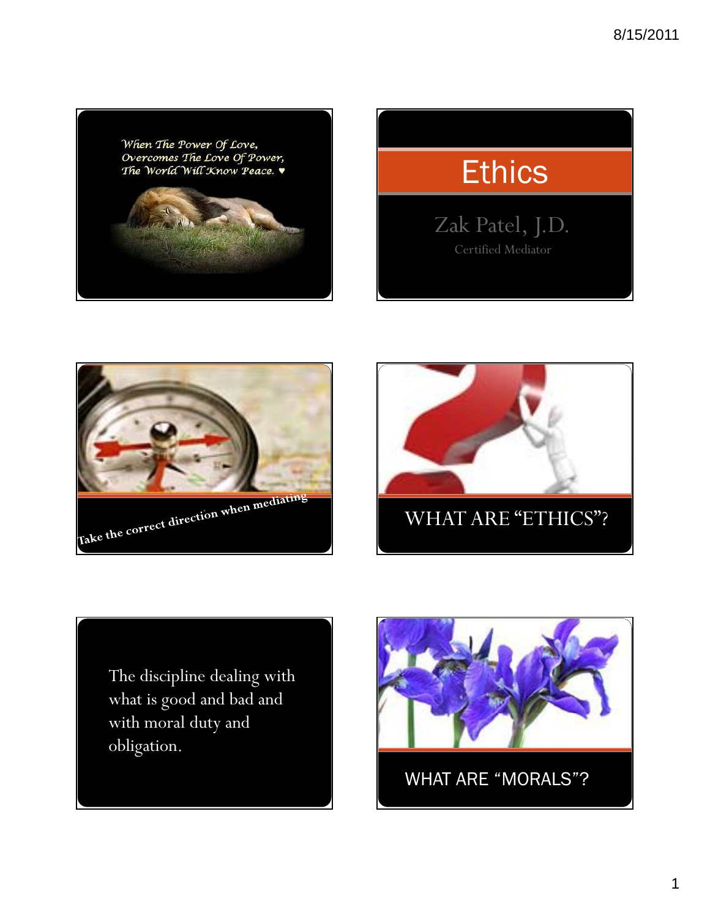When The Power Of Love,
Overcomes The Love Of Power,
The World Will Know Peace. ♥

# Ethics

Zak Patel, J.D.

Certified Mediator

Take the correct direction when mediating

## WHAT ARE "ETHICS"?

The discipline dealing with what is good and bad and with moral duty and obligation.

## WHAT ARE "MORALS"?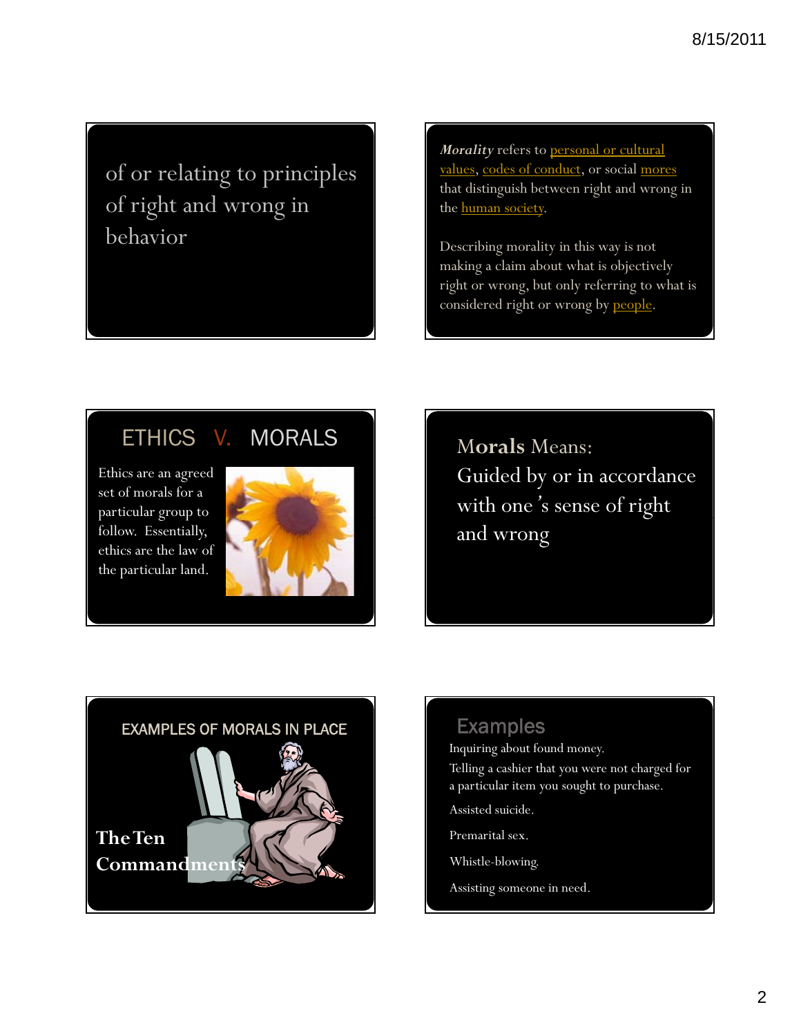of or relating to principles of right and wrong in behavior

***Morality*** refers to personal or cultural values, codes of conduct, or social mores that distinguish between right and wrong in the human society.

Describing morality in this way is not making a claim about what is objectively right or wrong, but only referring to what is considered right or wrong by people.

## ETHICS V. MORALS

Ethics are an agreed set of morals for a particular group to follow. Essentially, ethics are the law of the particular land.

**Morals** Means:
Guided by or in accordance with one's sense of right and wrong

## EXAMPLES OF MORALS IN PLACE

**The Ten Commandments**

## Examples

Inquiring about found money.

Telling a cashier that you were not charged for a particular item you sought to purchase.

Assisted suicide.

Premarital sex.

Whistle-blowing.

Assisting someone in need.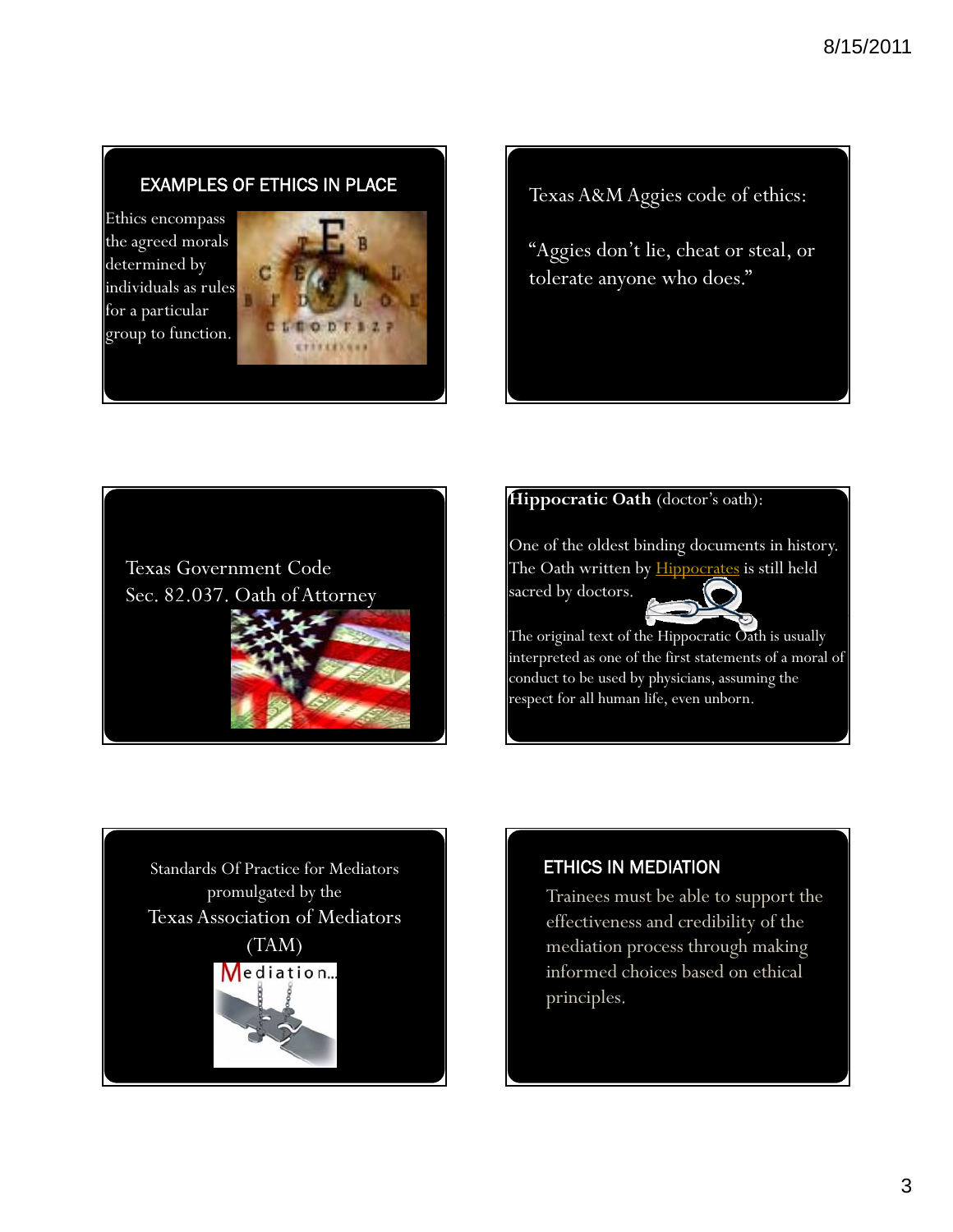## EXAMPLES OF ETHICS IN PLACE

Ethics encompass the agreed morals determined by individuals as rules for a particular group to function.

Texas A&M Aggies code of ethics:

"Aggies don't lie, cheat or steal, or tolerate anyone who does."

Texas Government Code
Sec. 82.037. Oath of Attorney

**Hippocratic Oath** (doctor's oath):

One of the oldest binding documents in history. The Oath written by Hippocrates is still held sacred by doctors.

The original text of the Hippocratic Oath is usually interpreted as one of the first statements of a moral of conduct to be used by physicians, assuming the respect for all human life, even unborn.

Standards Of Practice for Mediators promulgated by the
Texas Association of Mediators
(TAM)

## ETHICS IN MEDIATION

Trainees must be able to support the effectiveness and credibility of the mediation process through making informed choices based on ethical principles.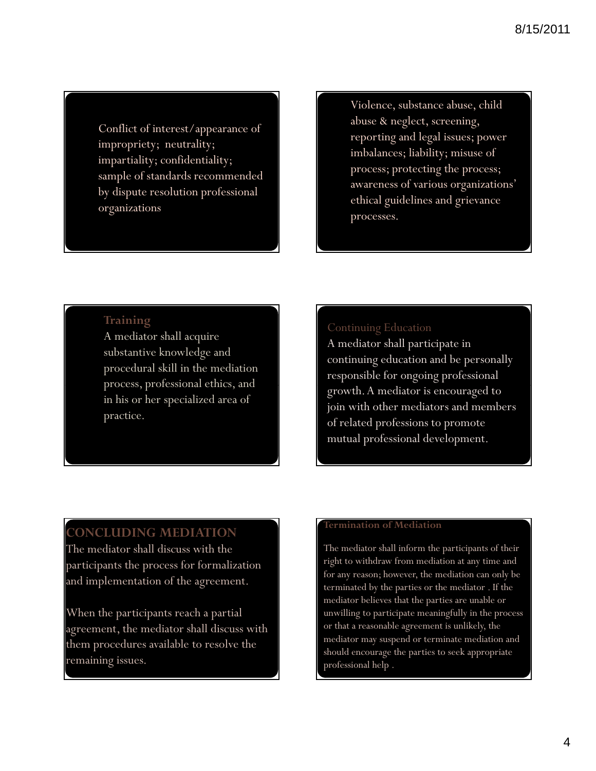Conflict of interest/appearance of impropriety; neutrality; impartiality; confidentiality; sample of standards recommended by dispute resolution professional organizations

Violence, substance abuse, child abuse & neglect, screening, reporting and legal issues; power imbalances; liability; misuse of process; protecting the process; awareness of various organizations' ethical guidelines and grievance processes.

**Training**

A mediator shall acquire substantive knowledge and procedural skill in the mediation process, professional ethics, and in his or her specialized area of practice.

Continuing Education

A mediator shall participate in continuing education and be personally responsible for ongoing professional growth. A mediator is encouraged to join with other mediators and members of related professions to promote mutual professional development.

**CONCLUDING MEDIATION**

The mediator shall discuss with the participants the process for formalization and implementation of the agreement.

When the participants reach a partial agreement, the mediator shall discuss with them procedures available to resolve the remaining issues.

**Termination of Mediation**

The mediator shall inform the participants of their right to withdraw from mediation at any time and for any reason; however, the mediation can only be terminated by the parties or the mediator . If the mediator believes that the parties are unable or unwilling to participate meaningfully in the process or that a reasonable agreement is unlikely, the mediator may suspend or terminate mediation and should encourage the parties to seek appropriate professional help .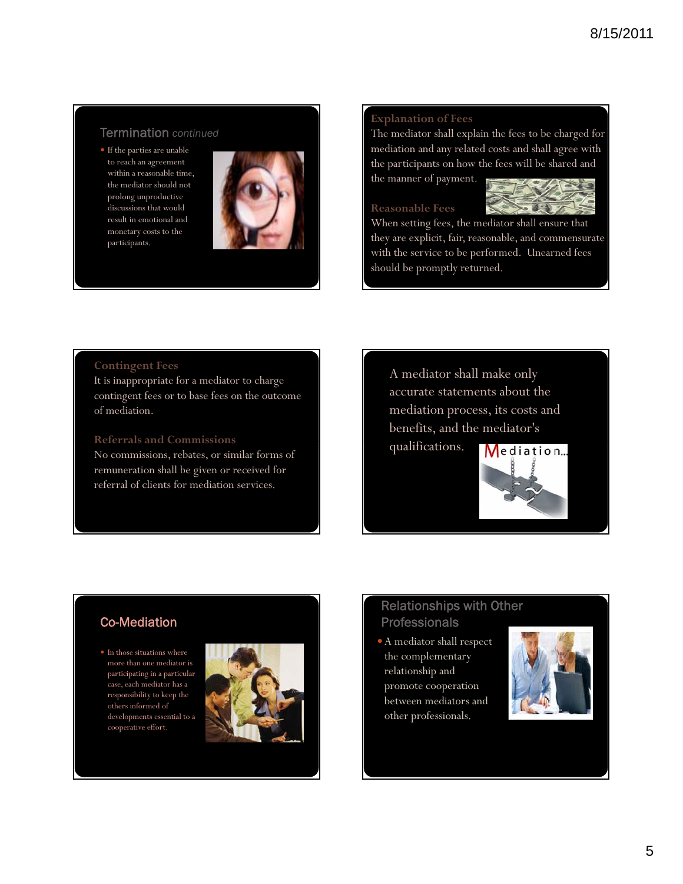## Termination *continued*

- If the parties are unable to reach an agreement within a reasonable time, the mediator should not prolong unproductive discussions that would result in emotional and monetary costs to the participants.

### Explanation of Fees

The mediator shall explain the fees to be charged for mediation and any related costs and shall agree with the participants on how the fees will be shared and the manner of payment.

### Reasonable Fees

When setting fees, the mediator shall ensure that they are explicit, fair, reasonable, and commensurate with the service to be performed. Unearned fees should be promptly returned.

### Contingent Fees

It is inappropriate for a mediator to charge contingent fees or to base fees on the outcome of mediation.

### Referrals and Commissions

No commissions, rebates, or similar forms of remuneration shall be given or received for referral of clients for mediation services.

A mediator shall make only accurate statements about the mediation process, its costs and benefits, and the mediator's qualifications.

## Co-Mediation

- In those situations where more than one mediator is participating in a particular case, each mediator has a responsibility to keep the others informed of developments essential to a cooperative effort.

## Relationships with Other Professionals

- A mediator shall respect the complementary relationship and promote cooperation between mediators and other professionals.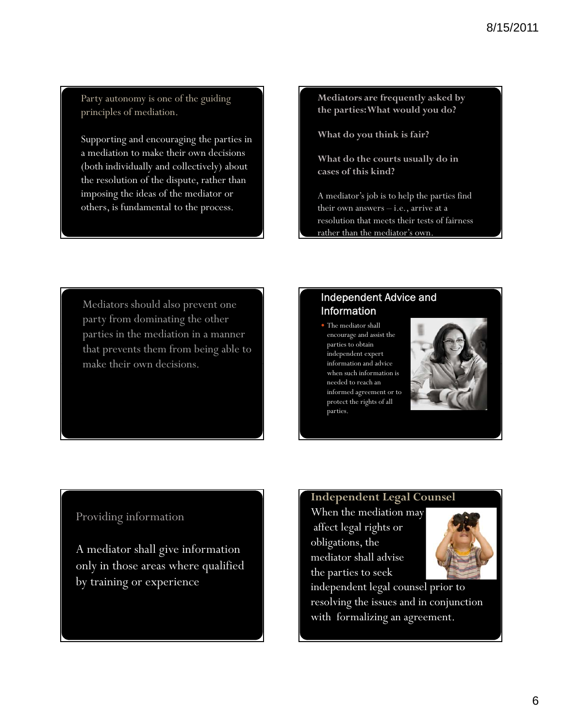Party autonomy is one of the guiding principles of mediation.

Supporting and encouraging the parties in a mediation to make their own decisions (both individually and collectively) about the resolution of the dispute, rather than imposing the ideas of the mediator or others, is fundamental to the process.

**Mediators are frequently asked by the parties: What would you do?**

**What do you think is fair?**

**What do the courts usually do in cases of this kind?**

A mediator's job is to help the parties find their own answers – i.e., arrive at a resolution that meets their tests of fairness rather than the mediator's own.

Mediators should also prevent one party from dominating the other parties in the mediation in a manner that prevents them from being able to make their own decisions.

## Independent Advice and Information

- The mediator shall encourage and assist the parties to obtain independent expert information and advice when such information is needed to reach an informed agreement or to protect the rights of all parties.

Providing information

A mediator shall give information only in those areas where qualified by training or experience

## Independent Legal Counsel

When the mediation may affect legal rights or obligations, the mediator shall advise the parties to seek independent legal counsel prior to resolving the issues and in conjunction with formalizing an agreement.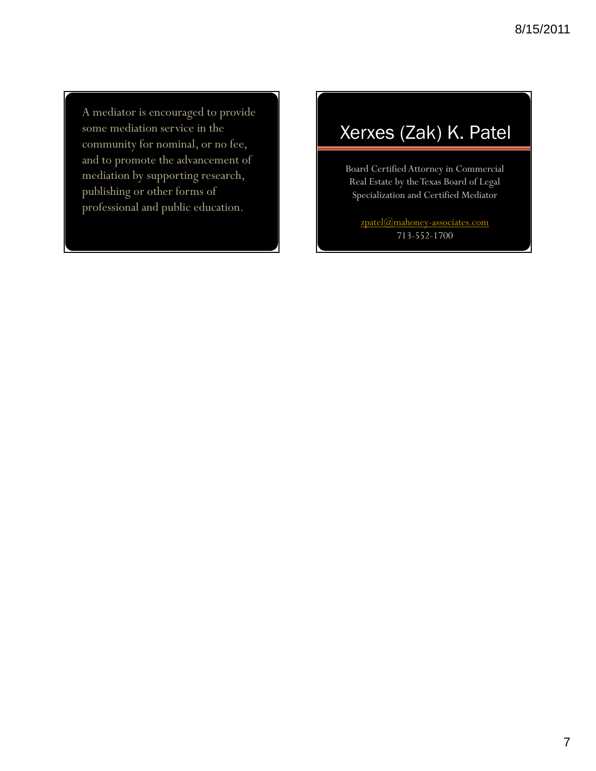A mediator is encouraged to provide some mediation service in the community for nominal, or no fee, and to promote the advancement of mediation by supporting research, publishing or other forms of professional and public education.

# Xerxes (Zak) K. Patel

Board Certified Attorney in Commercial Real Estate by the Texas Board of Legal Specialization and Certified Mediator

zpatel@mahoney-associates.com
713-552-1700